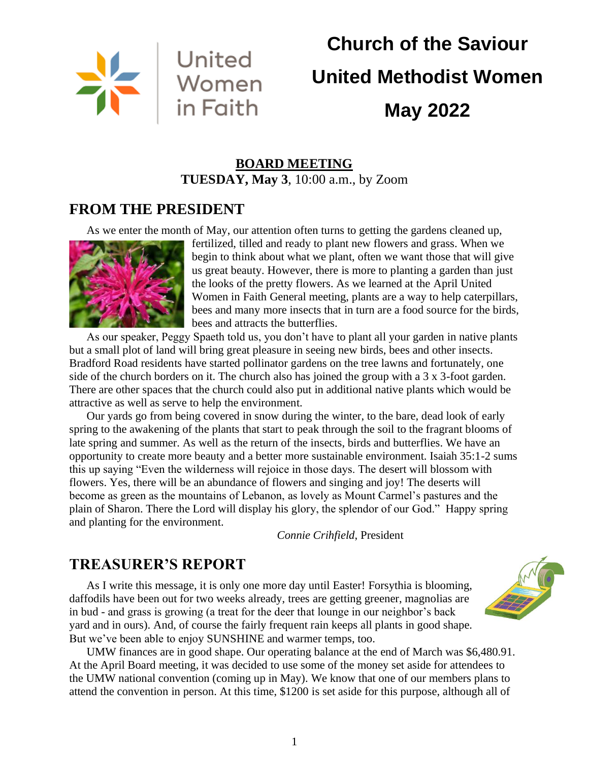United Women in Faith

# Church of the Saviour
# United Methodist Women
# May 2022

**BOARD MEETING**
**TUESDAY, May 3**, 10:00 a.m., by Zoom

## FROM THE PRESIDENT

As we enter the month of May, our attention often turns to getting the gardens cleaned up, fertilized, tilled and ready to plant new flowers and grass. When we begin to think about what we plant, often we want those that will give us great beauty. However, there is more to planting a garden than just the looks of the pretty flowers. As we learned at the April United Women in Faith General meeting, plants are a way to help caterpillars, bees and many more insects that in turn are a food source for the birds, bees and attracts the butterflies.

As our speaker, Peggy Spaeth told us, you don't have to plant all your garden in native plants but a small plot of land will bring great pleasure in seeing new birds, bees and other insects. Bradford Road residents have started pollinator gardens on the tree lawns and fortunately, one side of the church borders on it. The church also has joined the group with a 3 x 3-foot garden. There are other spaces that the church could also put in additional native plants which would be attractive as well as serve to help the environment.

Our yards go from being covered in snow during the winter, to the bare, dead look of early spring to the awakening of the plants that start to peak through the soil to the fragrant blooms of late spring and summer. As well as the return of the insects, birds and butterflies. We have an opportunity to create more beauty and a better more sustainable environment. Isaiah 35:1-2 sums this up saying "Even the wilderness will rejoice in those days. The desert will blossom with flowers. Yes, there will be an abundance of flowers and singing and joy! The deserts will become as green as the mountains of Lebanon, as lovely as Mount Carmel's pastures and the plain of Sharon. There the Lord will display his glory, the splendor of our God." Happy spring and planting for the environment.

*Connie Crihfield*, President

## TREASURER'S REPORT

As I write this message, it is only one more day until Easter! Forsythia is blooming, daffodils have been out for two weeks already, trees are getting greener, magnolias are in bud - and grass is growing (a treat for the deer that lounge in our neighbor's back yard and in ours). And, of course the fairly frequent rain keeps all plants in good shape. But we've been able to enjoy SUNSHINE and warmer temps, too.

UMW finances are in good shape. Our operating balance at the end of March was $6,480.91. At the April Board meeting, it was decided to use some of the money set aside for attendees to the UMW national convention (coming up in May). We know that one of our members plans to attend the convention in person. At this time, $1200 is set aside for this purpose, although all of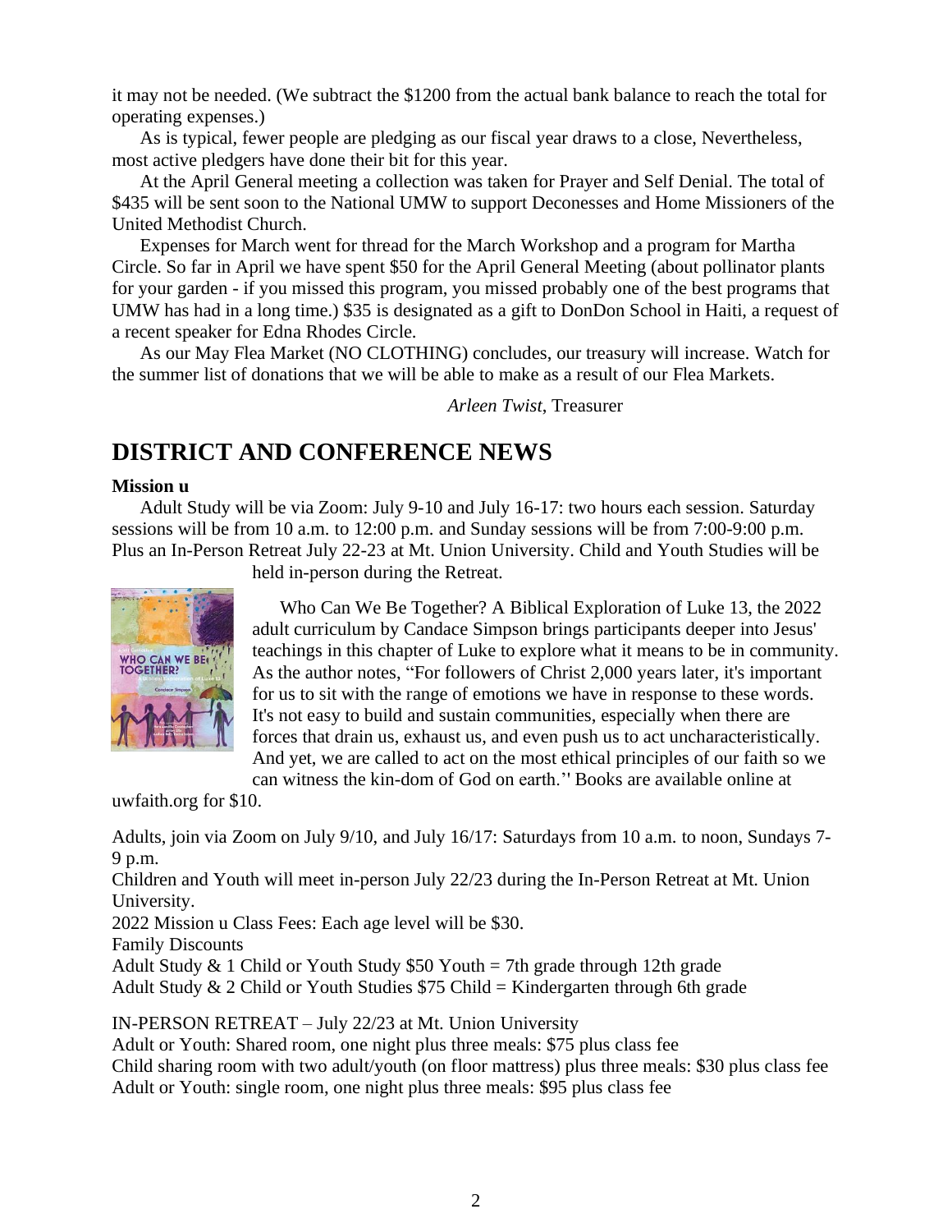it may not be needed. (We subtract the $1200 from the actual bank balance to reach the total for operating expenses.)

As is typical, fewer people are pledging as our fiscal year draws to a close, Nevertheless, most active pledgers have done their bit for this year.

At the April General meeting a collection was taken for Prayer and Self Denial. The total of $435 will be sent soon to the National UMW to support Deconesses and Home Missioners of the United Methodist Church.

Expenses for March went for thread for the March Workshop and a program for Martha Circle. So far in April we have spent $50 for the April General Meeting (about pollinator plants for your garden - if you missed this program, you missed probably one of the best programs that UMW has had in a long time.) $35 is designated as a gift to DonDon School in Haiti, a request of a recent speaker for Edna Rhodes Circle.

As our May Flea Market (NO CLOTHING) concludes, our treasury will increase. Watch for the summer list of donations that we will be able to make as a result of our Flea Markets.

*Arleen Twist*, Treasurer

## DISTRICT AND CONFERENCE NEWS

**Mission u**

Adult Study will be via Zoom: July 9-10 and July 16-17: two hours each session. Saturday sessions will be from 10 a.m. to 12:00 p.m. and Sunday sessions will be from 7:00-9:00 p.m. Plus an In-Person Retreat July 22-23 at Mt. Union University. Child and Youth Studies will be held in-person during the Retreat.

Who Can We Be Together? A Biblical Exploration of Luke 13, the 2022 adult curriculum by Candace Simpson brings participants deeper into Jesus' teachings in this chapter of Luke to explore what it means to be in community. As the author notes, "For followers of Christ 2,000 years later, it's important for us to sit with the range of emotions we have in response to these words. It's not easy to build and sustain communities, especially when there are forces that drain us, exhaust us, and even push us to act uncharacteristically. And yet, we are called to act on the most ethical principles of our faith so we can witness the kin-dom of God on earth.'' Books are available online at uwfaith.org for $10.

Adults, join via Zoom on July 9/10, and July 16/17: Saturdays from 10 a.m. to noon, Sundays 7-9 p.m.

Children and Youth will meet in-person July 22/23 during the In-Person Retreat at Mt. Union University.

2022 Mission u Class Fees: Each age level will be $30.

Family Discounts

Adult Study & 1 Child or Youth Study $50 Youth = 7th grade through 12th grade

Adult Study & 2 Child or Youth Studies $75 Child = Kindergarten through 6th grade

IN-PERSON RETREAT – July 22/23 at Mt. Union University

Adult or Youth: Shared room, one night plus three meals: $75 plus class fee

Child sharing room with two adult/youth (on floor mattress) plus three meals: $30 plus class fee

Adult or Youth: single room, one night plus three meals: $95 plus class fee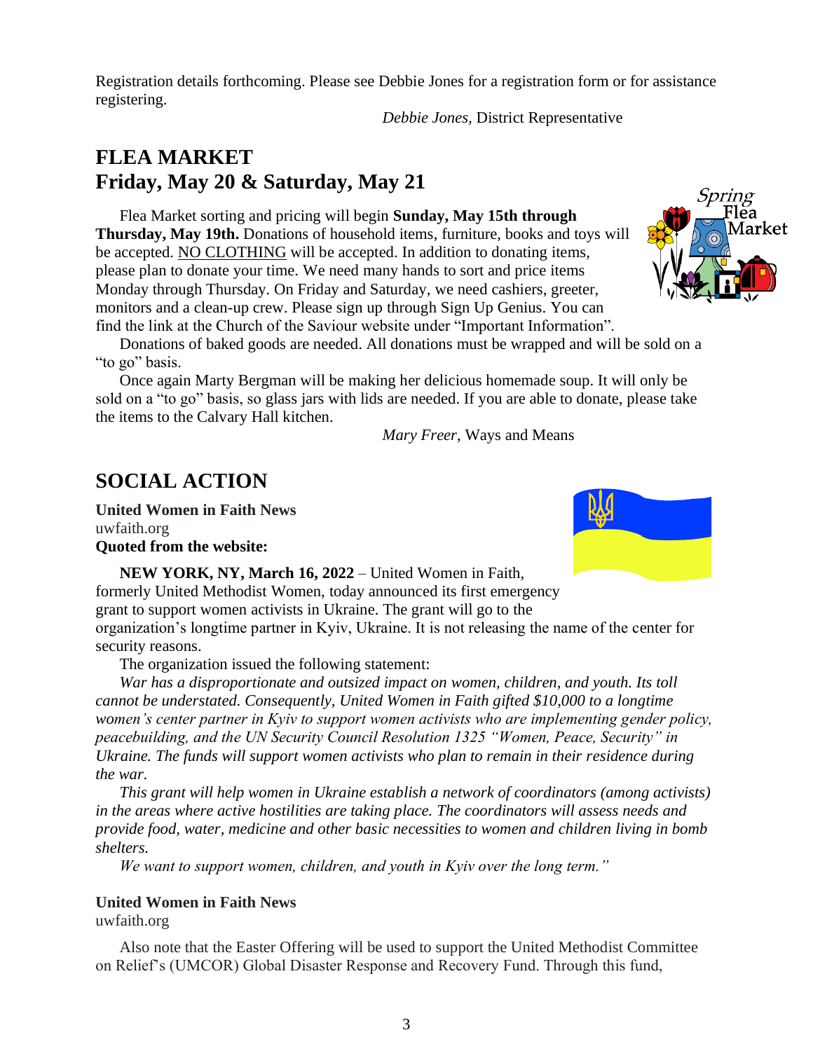Registration details forthcoming. Please see Debbie Jones for a registration form or for assistance registering.

*Debbie Jones*, District Representative

## FLEA MARKET
## Friday, May 20 & Saturday, May 21

Flea Market sorting and pricing will begin **Sunday, May 15th through Thursday, May 19th.** Donations of household items, furniture, books and toys will be accepted. NO CLOTHING will be accepted. In addition to donating items, please plan to donate your time. We need many hands to sort and price items Monday through Thursday. On Friday and Saturday, we need cashiers, greeter, monitors and a clean-up crew. Please sign up through Sign Up Genius. You can find the link at the Church of the Saviour website under "Important Information".

Donations of baked goods are needed. All donations must be wrapped and will be sold on a "to go" basis.

Once again Marty Bergman will be making her delicious homemade soup. It will only be sold on a "to go" basis, so glass jars with lids are needed. If you are able to donate, please take the items to the Calvary Hall kitchen.

*Mary Freer*, Ways and Means

## SOCIAL ACTION

**United Women in Faith News**
uwfaith.org
**Quoted from the website:**

**NEW YORK, NY, March 16, 2022** – United Women in Faith, formerly United Methodist Women, today announced its first emergency grant to support women activists in Ukraine. The grant will go to the organization's longtime partner in Kyiv, Ukraine. It is not releasing the name of the center for security reasons.

The organization issued the following statement:

*War has a disproportionate and outsized impact on women, children, and youth. Its toll cannot be understated. Consequently, United Women in Faith gifted $10,000 to a longtime women's center partner in Kyiv to support women activists who are implementing gender policy, peacebuilding, and the UN Security Council Resolution 1325 "Women, Peace, Security" in Ukraine. The funds will support women activists who plan to remain in their residence during the war.*

*This grant will help women in Ukraine establish a network of coordinators (among activists) in the areas where active hostilities are taking place. The coordinators will assess needs and provide food, water, medicine and other basic necessities to women and children living in bomb shelters.*

*We want to support women, children, and youth in Kyiv over the long term."*

**United Women in Faith News**
uwfaith.org

Also note that the Easter Offering will be used to support the United Methodist Committee on Relief's (UMCOR) Global Disaster Response and Recovery Fund. Through this fund,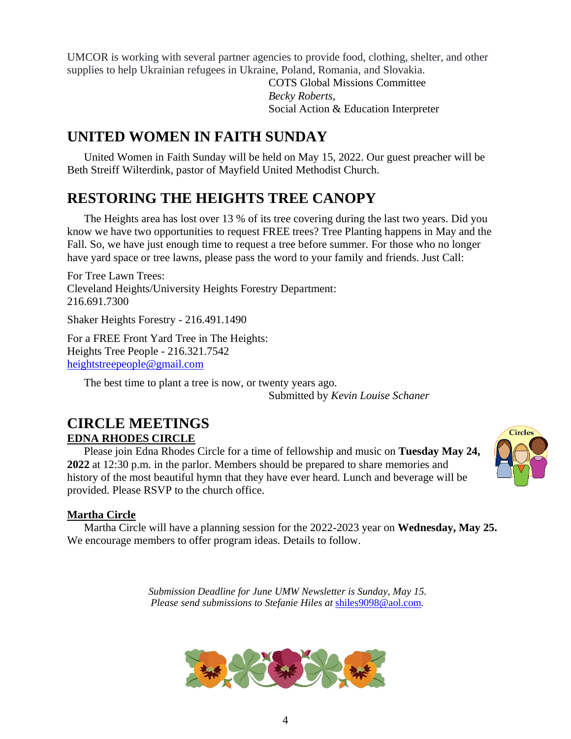UMCOR is working with several partner agencies to provide food, clothing, shelter, and other supplies to help Ukrainian refugees in Ukraine, Poland, Romania, and Slovakia.

COTS Global Missions Committee
*Becky Roberts*,
Social Action & Education Interpreter

## UNITED WOMEN IN FAITH SUNDAY

United Women in Faith Sunday will be held on May 15, 2022. Our guest preacher will be Beth Streiff Wilterdink, pastor of Mayfield United Methodist Church.

## RESTORING THE HEIGHTS TREE CANOPY

The Heights area has lost over 13 % of its tree covering during the last two years. Did you know we have two opportunities to request FREE trees? Tree Planting happens in May and the Fall. So, we have just enough time to request a tree before summer. For those who no longer have yard space or tree lawns, please pass the word to your family and friends. Just Call:

For Tree Lawn Trees:
Cleveland Heights/University Heights Forestry Department:
216.691.7300

Shaker Heights Forestry - 216.491.1490

For a FREE Front Yard Tree in The Heights:
Heights Tree People - 216.321.7542
heightstreepeople@gmail.com

The best time to plant a tree is now, or twenty years ago.

Submitted by *Kevin Louise Schaner*

## CIRCLE MEETINGS

### EDNA RHODES CIRCLE

Please join Edna Rhodes Circle for a time of fellowship and music on **Tuesday May 24, 2022** at 12:30 p.m. in the parlor. Members should be prepared to share memories and history of the most beautiful hymn that they have ever heard. Lunch and beverage will be provided. Please RSVP to the church office.

### Martha Circle

Martha Circle will have a planning session for the 2022-2023 year on **Wednesday, May 25.** We encourage members to offer program ideas. Details to follow.

*Submission Deadline for June UMW Newsletter is Sunday, May 15.*
*Please send submissions to Stefanie Hiles at* shiles9098@aol.com.